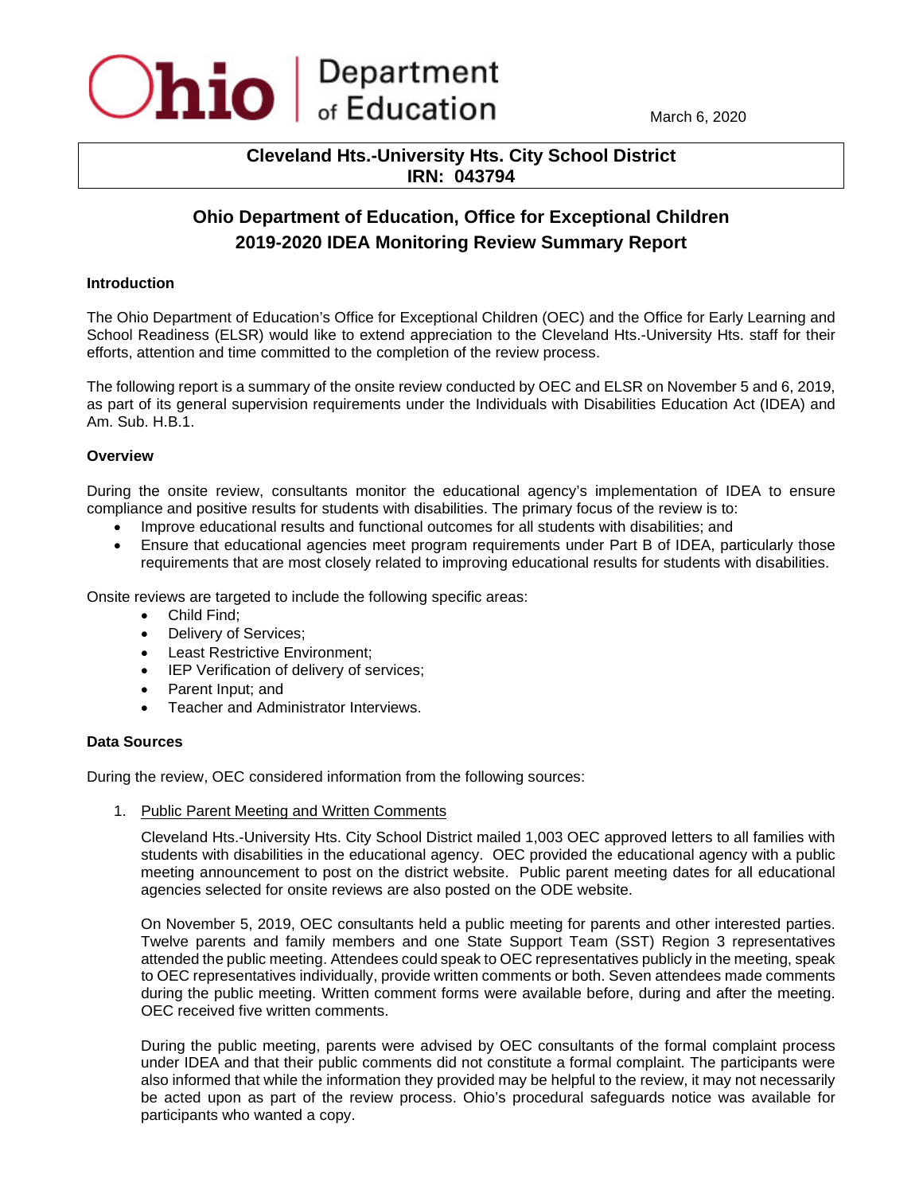Ohio | Department of Education

March 6, 2020

**Cleveland Hts.-University Hts. City School District**
**IRN: 043794**

## Ohio Department of Education, Office for Exceptional Children
## 2019-2020 IDEA Monitoring Review Summary Report

### Introduction

The Ohio Department of Education's Office for Exceptional Children (OEC) and the Office for Early Learning and School Readiness (ELSR) would like to extend appreciation to the Cleveland Hts.-University Hts. staff for their efforts, attention and time committed to the completion of the review process.

The following report is a summary of the onsite review conducted by OEC and ELSR on November 5 and 6, 2019, as part of its general supervision requirements under the Individuals with Disabilities Education Act (IDEA) and Am. Sub. H.B.1.

### Overview

During the onsite review, consultants monitor the educational agency's implementation of IDEA to ensure compliance and positive results for students with disabilities. The primary focus of the review is to:

- Improve educational results and functional outcomes for all students with disabilities; and
- Ensure that educational agencies meet program requirements under Part B of IDEA, particularly those requirements that are most closely related to improving educational results for students with disabilities.

Onsite reviews are targeted to include the following specific areas:

- Child Find;
- Delivery of Services;
- Least Restrictive Environment;
- IEP Verification of delivery of services;
- Parent Input; and
- Teacher and Administrator Interviews.

### Data Sources

During the review, OEC considered information from the following sources:

1. Public Parent Meeting and Written Comments

   Cleveland Hts.-University Hts. City School District mailed 1,003 OEC approved letters to all families with students with disabilities in the educational agency. OEC provided the educational agency with a public meeting announcement to post on the district website. Public parent meeting dates for all educational agencies selected for onsite reviews are also posted on the ODE website.

   On November 5, 2019, OEC consultants held a public meeting for parents and other interested parties. Twelve parents and family members and one State Support Team (SST) Region 3 representatives attended the public meeting. Attendees could speak to OEC representatives publicly in the meeting, speak to OEC representatives individually, provide written comments or both. Seven attendees made comments during the public meeting. Written comment forms were available before, during and after the meeting. OEC received five written comments.

   During the public meeting, parents were advised by OEC consultants of the formal complaint process under IDEA and that their public comments did not constitute a formal complaint. The participants were also informed that while the information they provided may be helpful to the review, it may not necessarily be acted upon as part of the review process. Ohio's procedural safeguards notice was available for participants who wanted a copy.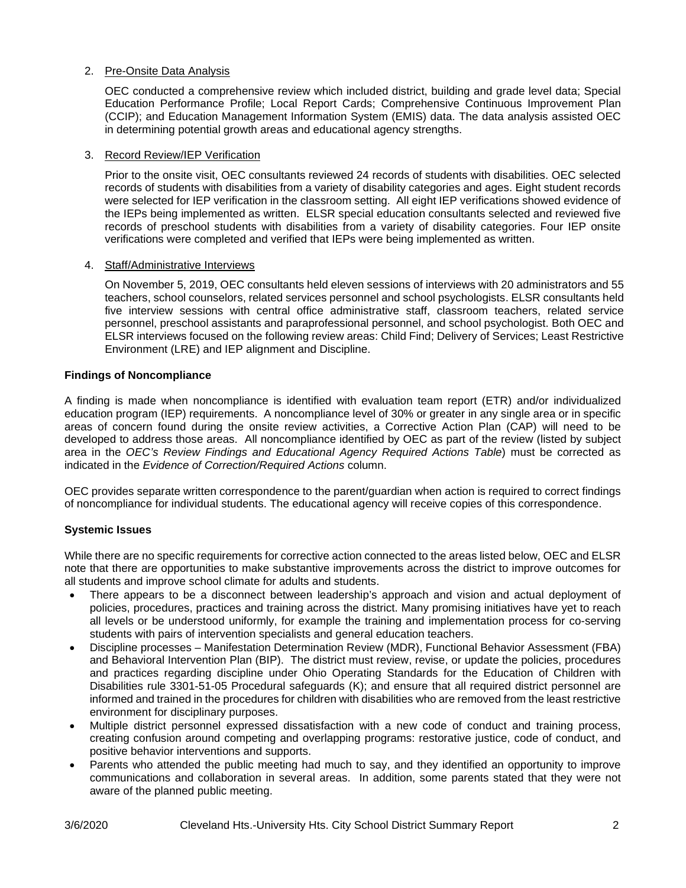2. Pre-Onsite Data Analysis

   OEC conducted a comprehensive review which included district, building and grade level data; Special Education Performance Profile; Local Report Cards; Comprehensive Continuous Improvement Plan (CCIP); and Education Management Information System (EMIS) data. The data analysis assisted OEC in determining potential growth areas and educational agency strengths.

3. Record Review/IEP Verification

   Prior to the onsite visit, OEC consultants reviewed 24 records of students with disabilities. OEC selected records of students with disabilities from a variety of disability categories and ages. Eight student records were selected for IEP verification in the classroom setting. All eight IEP verifications showed evidence of the IEPs being implemented as written. ELSR special education consultants selected and reviewed five records of preschool students with disabilities from a variety of disability categories. Four IEP onsite verifications were completed and verified that IEPs were being implemented as written.

4. Staff/Administrative Interviews

   On November 5, 2019, OEC consultants held eleven sessions of interviews with 20 administrators and 55 teachers, school counselors, related services personnel and school psychologists. ELSR consultants held five interview sessions with central office administrative staff, classroom teachers, related service personnel, preschool assistants and paraprofessional personnel, and school psychologist. Both OEC and ELSR interviews focused on the following review areas: Child Find; Delivery of Services; Least Restrictive Environment (LRE) and IEP alignment and Discipline.

**Findings of Noncompliance**

A finding is made when noncompliance is identified with evaluation team report (ETR) and/or individualized education program (IEP) requirements. A noncompliance level of 30% or greater in any single area or in specific areas of concern found during the onsite review activities, a Corrective Action Plan (CAP) will need to be developed to address those areas. All noncompliance identified by OEC as part of the review (listed by subject area in the *OEC's Review Findings and Educational Agency Required Actions Table*) must be corrected as indicated in the *Evidence of Correction/Required Actions* column.

OEC provides separate written correspondence to the parent/guardian when action is required to correct findings of noncompliance for individual students. The educational agency will receive copies of this correspondence.

**Systemic Issues**

While there are no specific requirements for corrective action connected to the areas listed below, OEC and ELSR note that there are opportunities to make substantive improvements across the district to improve outcomes for all students and improve school climate for adults and students.

- There appears to be a disconnect between leadership's approach and vision and actual deployment of policies, procedures, practices and training across the district. Many promising initiatives have yet to reach all levels or be understood uniformly, for example the training and implementation process for co-serving students with pairs of intervention specialists and general education teachers.
- Discipline processes – Manifestation Determination Review (MDR), Functional Behavior Assessment (FBA) and Behavioral Intervention Plan (BIP). The district must review, revise, or update the policies, procedures and practices regarding discipline under Ohio Operating Standards for the Education of Children with Disabilities rule 3301-51-05 Procedural safeguards (K); and ensure that all required district personnel are informed and trained in the procedures for children with disabilities who are removed from the least restrictive environment for disciplinary purposes.
- Multiple district personnel expressed dissatisfaction with a new code of conduct and training process, creating confusion around competing and overlapping programs: restorative justice, code of conduct, and positive behavior interventions and supports.
- Parents who attended the public meeting had much to say, and they identified an opportunity to improve communications and collaboration in several areas. In addition, some parents stated that they were not aware of the planned public meeting.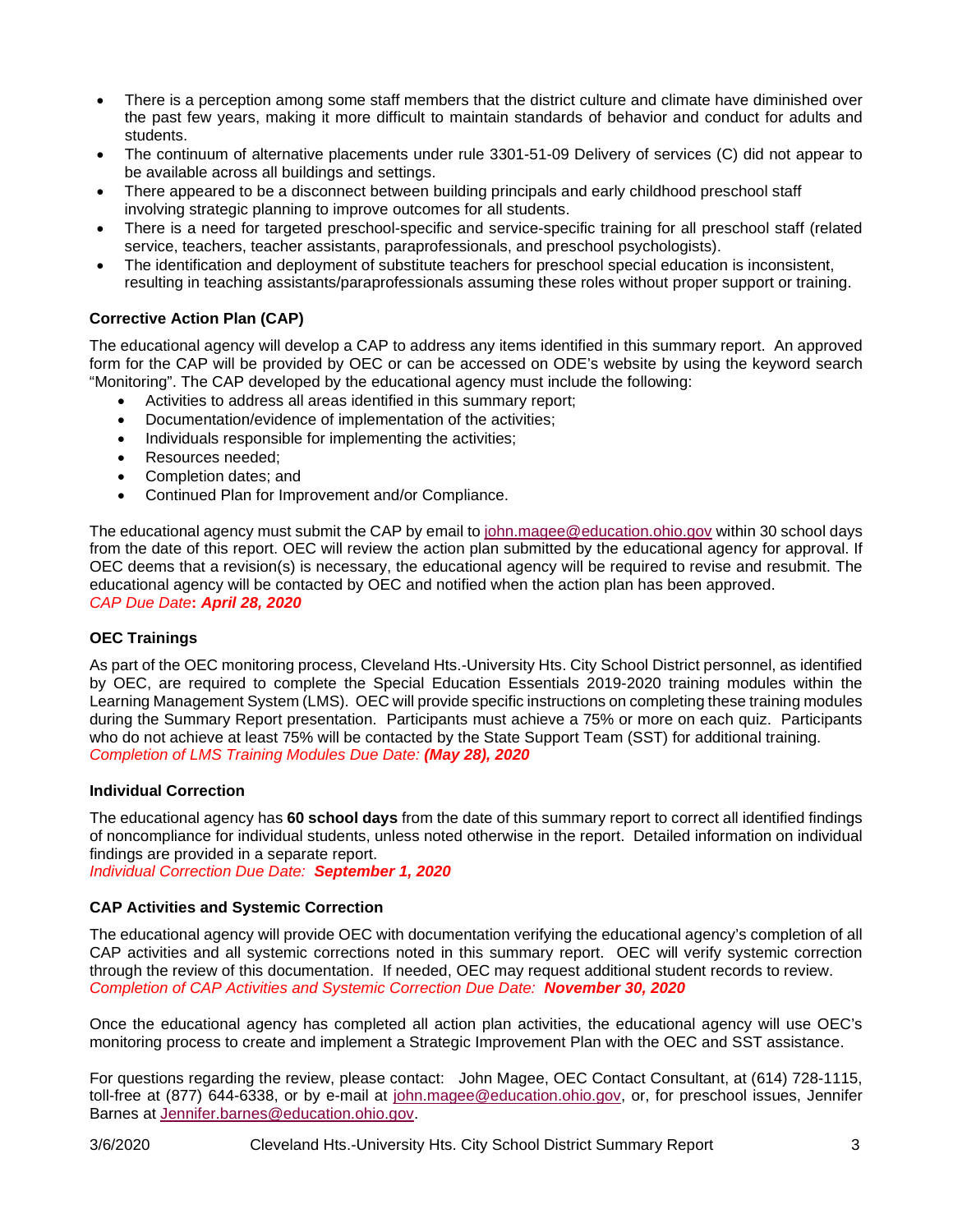- There is a perception among some staff members that the district culture and climate have diminished over the past few years, making it more difficult to maintain standards of behavior and conduct for adults and students.
- The continuum of alternative placements under rule 3301-51-09 Delivery of services (C) did not appear to be available across all buildings and settings.
- There appeared to be a disconnect between building principals and early childhood preschool staff involving strategic planning to improve outcomes for all students.
- There is a need for targeted preschool-specific and service-specific training for all preschool staff (related service, teachers, teacher assistants, paraprofessionals, and preschool psychologists).
- The identification and deployment of substitute teachers for preschool special education is inconsistent, resulting in teaching assistants/paraprofessionals assuming these roles without proper support or training.

**Corrective Action Plan (CAP)**

The educational agency will develop a CAP to address any items identified in this summary report. An approved form for the CAP will be provided by OEC or can be accessed on ODE's website by using the keyword search "Monitoring". The CAP developed by the educational agency must include the following:

- Activities to address all areas identified in this summary report;
- Documentation/evidence of implementation of the activities;
- Individuals responsible for implementing the activities;
- Resources needed;
- Completion dates; and
- Continued Plan for Improvement and/or Compliance.

The educational agency must submit the CAP by email to john.magee@education.ohio.gov within 30 school days from the date of this report. OEC will review the action plan submitted by the educational agency for approval. If OEC deems that a revision(s) is necessary, the educational agency will be required to revise and resubmit. The educational agency will be contacted by OEC and notified when the action plan has been approved.
*CAP Due Date*: ***April 28, 2020***

**OEC Trainings**

As part of the OEC monitoring process, Cleveland Hts.-University Hts. City School District personnel, as identified by OEC, are required to complete the Special Education Essentials 2019-2020 training modules within the Learning Management System (LMS). OEC will provide specific instructions on completing these training modules during the Summary Report presentation. Participants must achieve a 75% or more on each quiz. Participants who do not achieve at least 75% will be contacted by the State Support Team (SST) for additional training.
*Completion of LMS Training Modules Due Date:* ***(May 28), 2020***

**Individual Correction**

The educational agency has **60 school days** from the date of this summary report to correct all identified findings of noncompliance for individual students, unless noted otherwise in the report. Detailed information on individual findings are provided in a separate report.
*Individual Correction Due Date:* ***September 1, 2020***

**CAP Activities and Systemic Correction**

The educational agency will provide OEC with documentation verifying the educational agency's completion of all CAP activities and all systemic corrections noted in this summary report. OEC will verify systemic correction through the review of this documentation. If needed, OEC may request additional student records to review.
*Completion of CAP Activities and Systemic Correction Due Date:* ***November 30, 2020***

Once the educational agency has completed all action plan activities, the educational agency will use OEC's monitoring process to create and implement a Strategic Improvement Plan with the OEC and SST assistance.

For questions regarding the review, please contact: John Magee, OEC Contact Consultant, at (614) 728-1115, toll-free at (877) 644-6338, or by e-mail at john.magee@education.ohio.gov, or, for preschool issues, Jennifer Barnes at Jennifer.barnes@education.ohio.gov.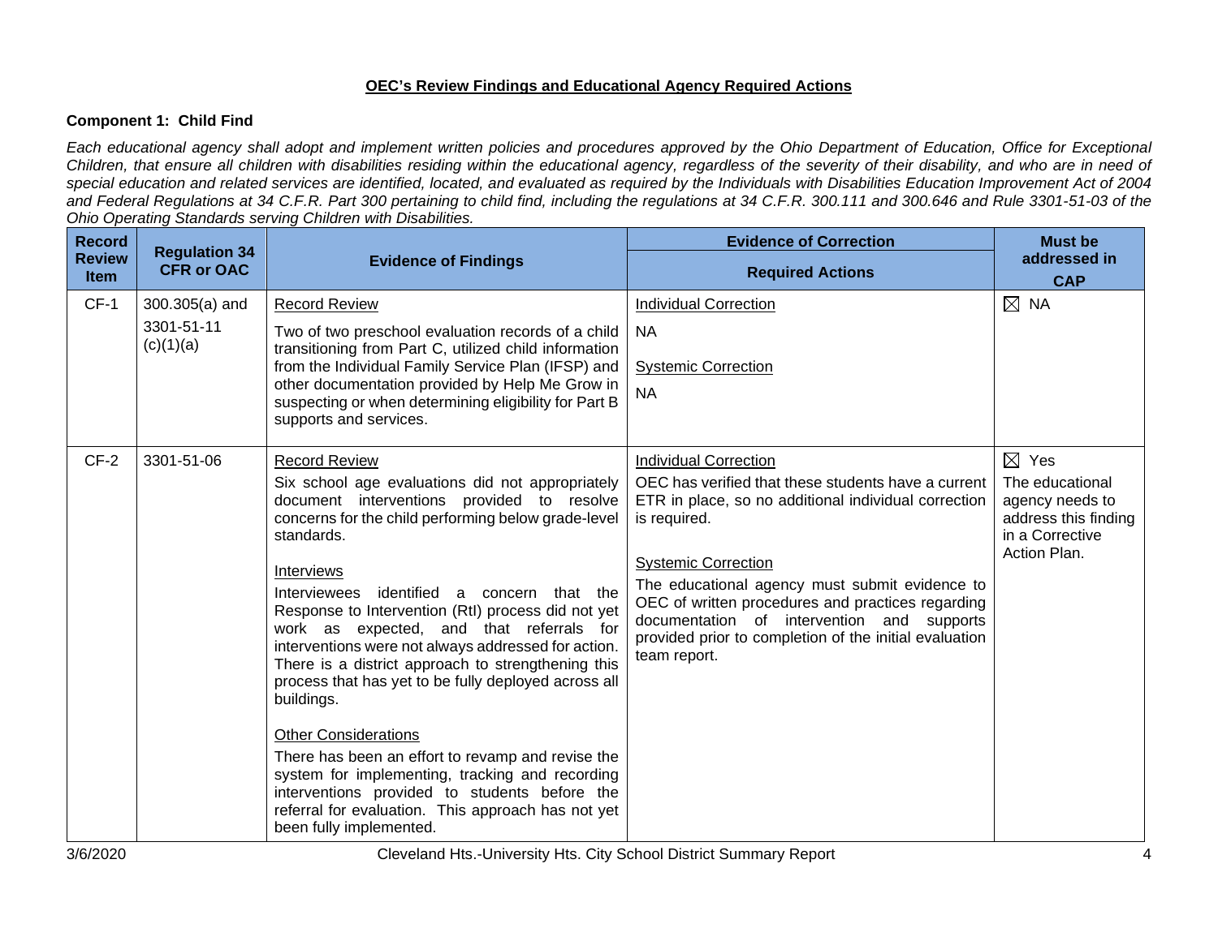## OEC's Review Findings and Educational Agency Required Actions

### Component 1: Child Find

*Each educational agency shall adopt and implement written policies and procedures approved by the Ohio Department of Education, Office for Exceptional Children, that ensure all children with disabilities residing within the educational agency, regardless of the severity of their disability, and who are in need of special education and related services are identified, located, and evaluated as required by the Individuals with Disabilities Education Improvement Act of 2004 and Federal Regulations at 34 C.F.R. Part 300 pertaining to child find, including the regulations at 34 C.F.R. 300.111 and 300.646 and Rule 3301-51-03 of the Ohio Operating Standards serving Children with Disabilities.*

| Record Review Item | Regulation 34 CFR or OAC | Evidence of Findings | Evidence of Correction<br>Required Actions | Must be addressed in CAP |
|---|---|---|---|---|
| CF-1 | 300.305(a) and 3301-51-11 (c)(1)(a) | Record Review<br>Two of two preschool evaluation records of a child transitioning from Part C, utilized child information from the Individual Family Service Plan (IFSP) and other documentation provided by Help Me Grow in suspecting or when determining eligibility for Part B supports and services. | Individual Correction<br>NA<br><br>Systemic Correction<br>NA | ☒ NA |
| CF-2 | 3301-51-06 | Record Review<br>Six school age evaluations did not appropriately document interventions provided to resolve concerns for the child performing below grade-level standards.<br><br>Interviews<br>Interviewees identified a concern that the Response to Intervention (RtI) process did not yet work as expected, and that referrals for interventions were not always addressed for action. There is a district approach to strengthening this process that has yet to be fully deployed across all buildings.<br><br>Other Considerations<br>There has been an effort to revamp and revise the system for implementing, tracking and recording interventions provided to students before the referral for evaluation. This approach has not yet been fully implemented. | Individual Correction<br>OEC has verified that these students have a current ETR in place, so no additional individual correction is required.<br><br>Systemic Correction<br>The educational agency must submit evidence to OEC of written procedures and practices regarding documentation of intervention and supports provided prior to completion of the initial evaluation team report. | ☒ Yes<br>The educational agency needs to address this finding in a Corrective Action Plan. |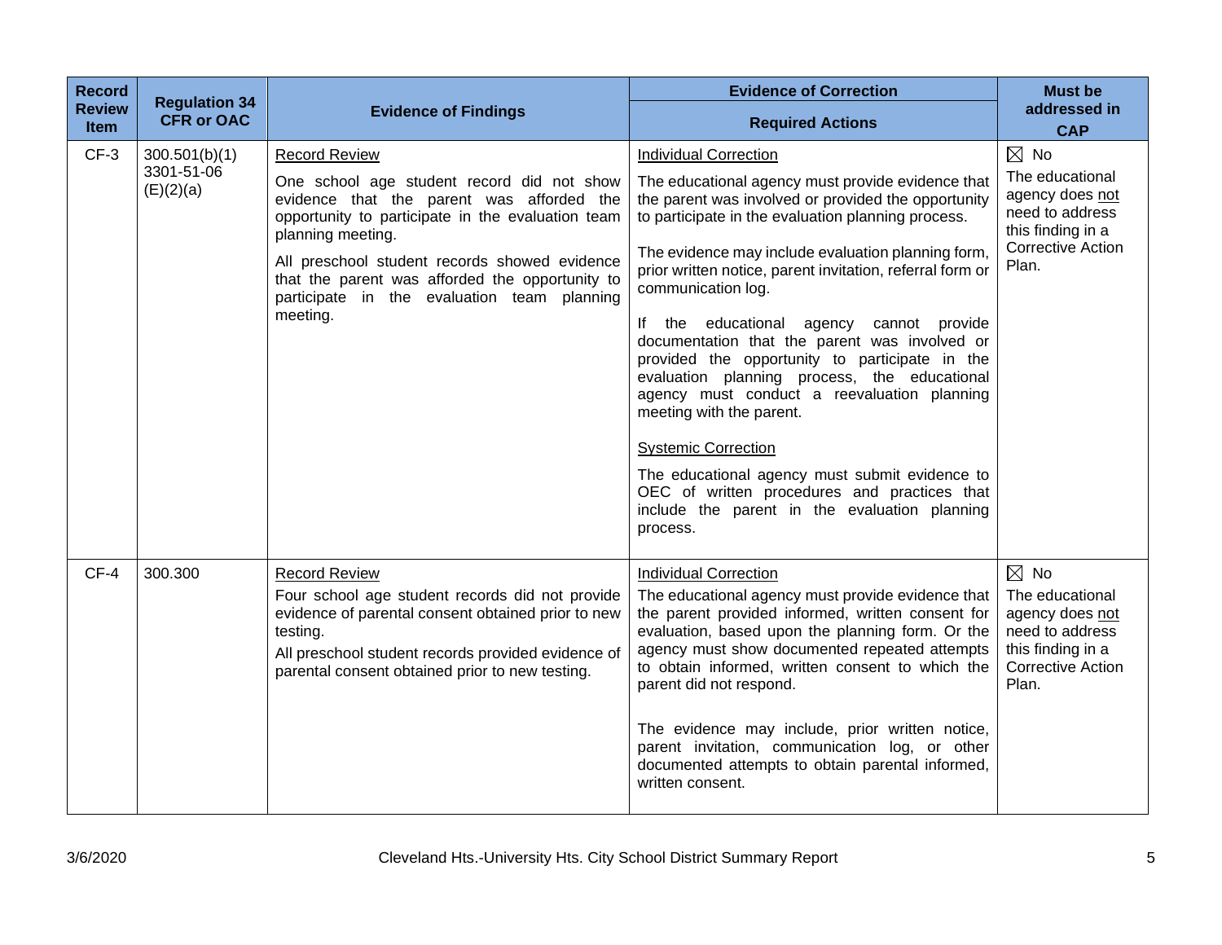| Record Review Item | Regulation 34 CFR or OAC | Evidence of Findings | Evidence of Correction<br>Required Actions | Must be addressed in CAP |
|---|---|---|---|---|
| CF-3 | 300.501(b)(1)<br>3301-51-06 (E)(2)(a) | Record Review<br><br>One school age student record did not show evidence that the parent was afforded the opportunity to participate in the evaluation team planning meeting.<br><br>All preschool student records showed evidence that the parent was afforded the opportunity to participate in the evaluation team planning meeting. | Individual Correction<br><br>The educational agency must provide evidence that the parent was involved or provided the opportunity to participate in the evaluation planning process.<br><br>The evidence may include evaluation planning form, prior written notice, parent invitation, referral form or communication log.<br><br>If the educational agency cannot provide documentation that the parent was involved or provided the opportunity to participate in the evaluation planning process, the educational agency must conduct a reevaluation planning meeting with the parent.<br><br>Systemic Correction<br><br>The educational agency must submit evidence to OEC of written procedures and practices that include the parent in the evaluation planning process. | ☒ No<br>The educational agency does not need to address this finding in a Corrective Action Plan. |
| CF-4 | 300.300 | Record Review<br><br>Four school age student records did not provide evidence of parental consent obtained prior to new testing.<br><br>All preschool student records provided evidence of parental consent obtained prior to new testing. | Individual Correction<br><br>The educational agency must provide evidence that the parent provided informed, written consent for evaluation, based upon the planning form. Or the agency must show documented repeated attempts to obtain informed, written consent to which the parent did not respond.<br><br>The evidence may include, prior written notice, parent invitation, communication log, or other documented attempts to obtain parental informed, written consent. | ☒ No<br>The educational agency does not need to address this finding in a Corrective Action Plan. |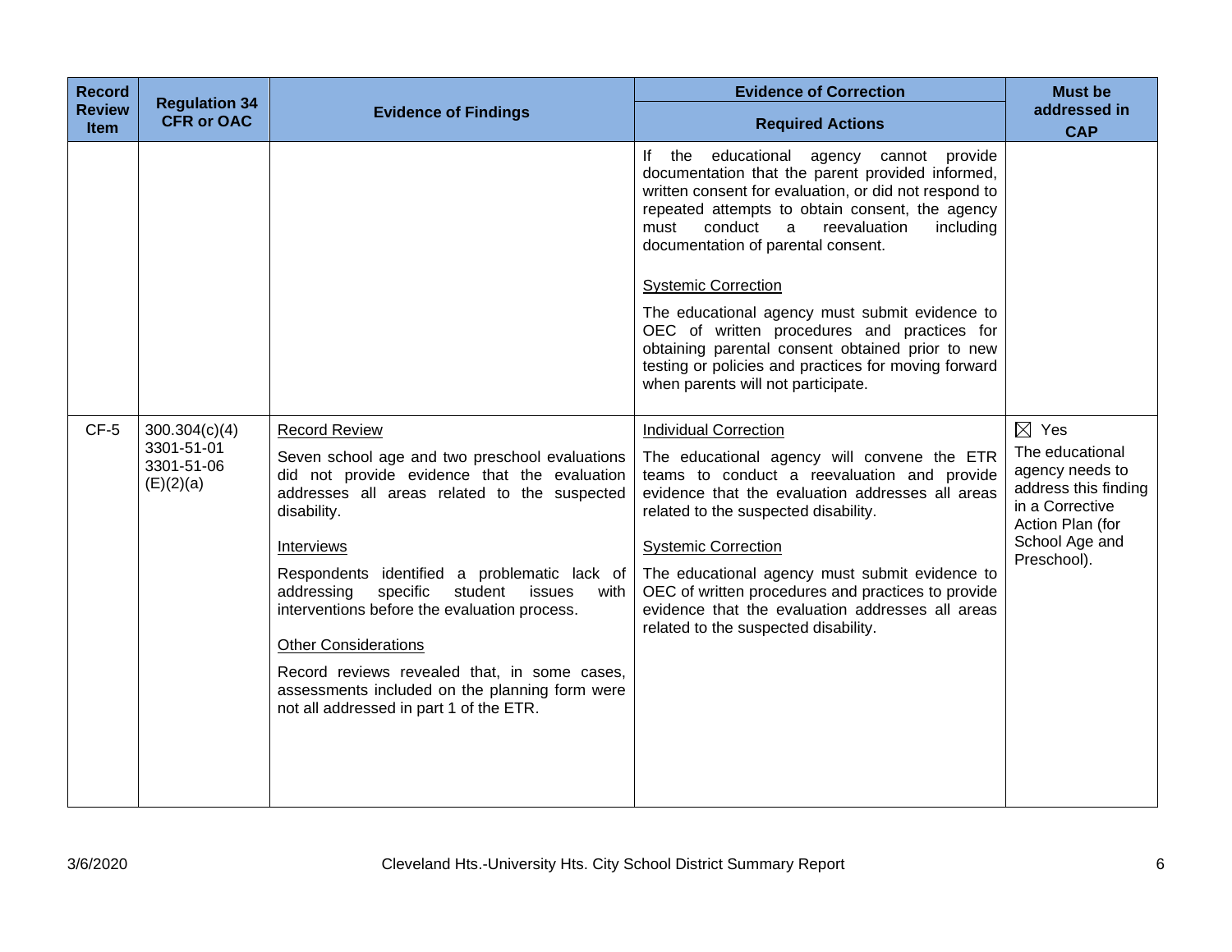| Record Review Item | Regulation 34 CFR or OAC | Evidence of Findings | Evidence of Correction<br>Required Actions | Must be addressed in CAP |
|---|---|---|---|---|
| | | | If the educational agency cannot provide documentation that the parent provided informed, written consent for evaluation, or did not respond to repeated attempts to obtain consent, the agency must conduct a reevaluation including documentation of parental consent.<br><br><u>Systemic Correction</u><br><br>The educational agency must submit evidence to OEC of written procedures and practices for obtaining parental consent obtained prior to new testing or policies and practices for moving forward when parents will not participate. | |
| CF-5 | 300.304(c)(4)<br>3301-51-01<br>3301-51-06 (E)(2)(a) | <u>Record Review</u><br><br>Seven school age and two preschool evaluations did not provide evidence that the evaluation addresses all areas related to the suspected disability.<br><br><u>Interviews</u><br><br>Respondents identified a problematic lack of addressing specific student issues with interventions before the evaluation process.<br><br><u>Other Considerations</u><br><br>Record reviews revealed that, in some cases, assessments included on the planning form were not all addressed in part 1 of the ETR. | <u>Individual Correction</u><br><br>The educational agency will convene the ETR teams to conduct a reevaluation and provide evidence that the evaluation addresses all areas related to the suspected disability.<br><br><u>Systemic Correction</u><br><br>The educational agency must submit evidence to OEC of written procedures and practices to provide evidence that the evaluation addresses all areas related to the suspected disability. | ☒ Yes<br>The educational agency needs to address this finding in a Corrective Action Plan (for School Age and Preschool). |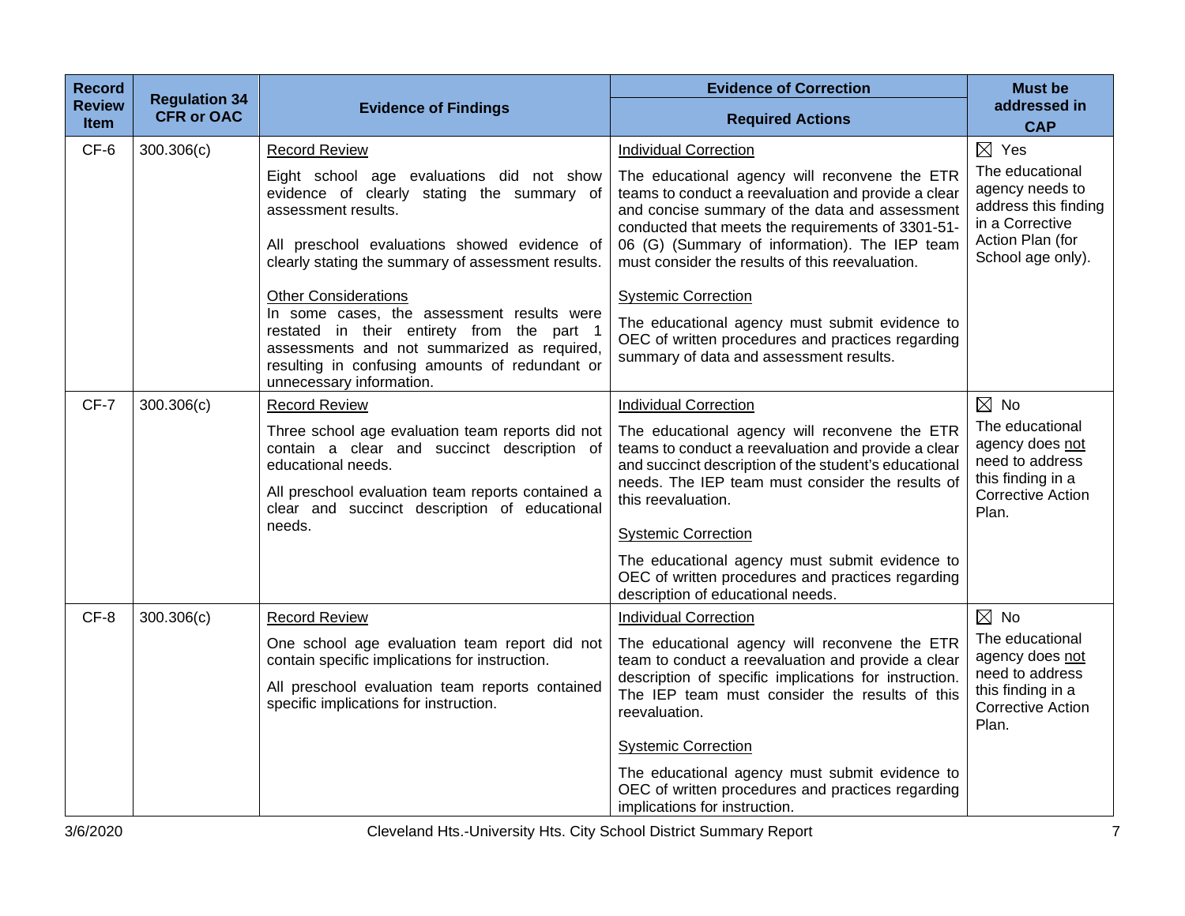| Record Review Item | Regulation 34 CFR or OAC | Evidence of Findings | Evidence of Correction<br>Required Actions | Must be addressed in CAP |
|---|---|---|---|---|
| CF-6 | 300.306(c) | Record Review<br><br>Eight school age evaluations did not show evidence of clearly stating the summary of assessment results.<br><br>All preschool evaluations showed evidence of clearly stating the summary of assessment results.<br><br>Other Considerations<br>In some cases, the assessment results were restated in their entirety from the part 1 assessments and not summarized as required, resulting in confusing amounts of redundant or unnecessary information. | Individual Correction<br><br>The educational agency will reconvene the ETR teams to conduct a reevaluation and provide a clear and concise summary of the data and assessment conducted that meets the requirements of 3301-51-06 (G) (Summary of information). The IEP team must consider the results of this reevaluation.<br><br>Systemic Correction<br><br>The educational agency must submit evidence to OEC of written procedures and practices regarding summary of data and assessment results. | ☒ Yes<br>The educational agency needs to address this finding in a Corrective Action Plan (for School age only). |
| CF-7 | 300.306(c) | Record Review<br><br>Three school age evaluation team reports did not contain a clear and succinct description of educational needs.<br><br>All preschool evaluation team reports contained a clear and succinct description of educational needs. | Individual Correction<br><br>The educational agency will reconvene the ETR teams to conduct a reevaluation and provide a clear and succinct description of the student's educational needs. The IEP team must consider the results of this reevaluation.<br><br>Systemic Correction<br><br>The educational agency must submit evidence to OEC of written procedures and practices regarding description of educational needs. | ☒ No<br>The educational agency does not need to address this finding in a Corrective Action Plan. |
| CF-8 | 300.306(c) | Record Review<br><br>One school age evaluation team report did not contain specific implications for instruction.<br><br>All preschool evaluation team reports contained specific implications for instruction. | Individual Correction<br><br>The educational agency will reconvene the ETR team to conduct a reevaluation and provide a clear description of specific implications for instruction. The IEP team must consider the results of this reevaluation.<br><br>Systemic Correction<br><br>The educational agency must submit evidence to OEC of written procedures and practices regarding implications for instruction. | ☒ No<br>The educational agency does not need to address this finding in a Corrective Action Plan. |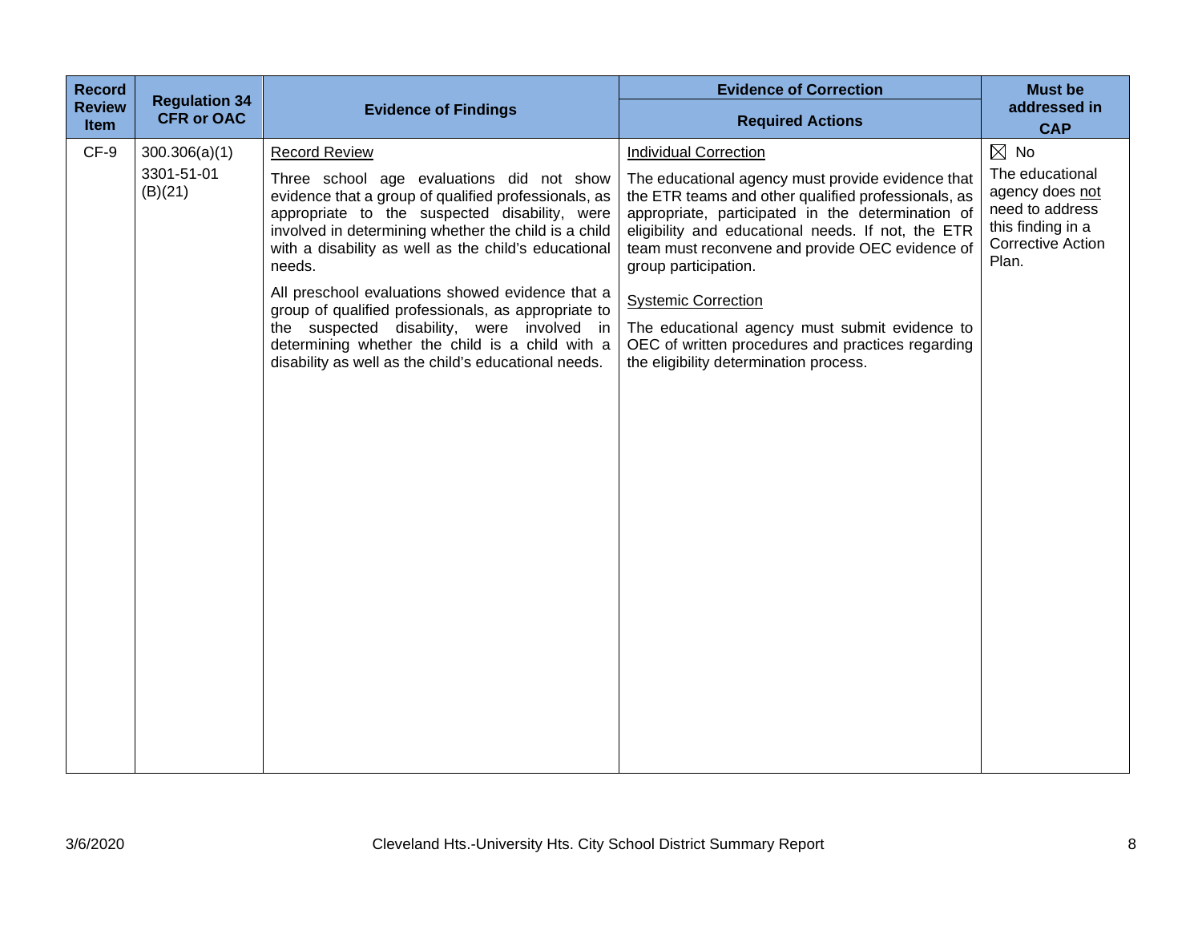| Record Review Item | Regulation 34 CFR or OAC | Evidence of Findings | Evidence of Correction<br>Required Actions | Must be addressed in CAP |
|---|---|---|---|---|
| CF-9 | 300.306(a)(1)<br>3301-51-01 (B)(21) | Record Review<br>Three school age evaluations did not show evidence that a group of qualified professionals, as appropriate to the suspected disability, were involved in determining whether the child is a child with a disability as well as the child's educational needs.<br>All preschool evaluations showed evidence that a group of qualified professionals, as appropriate to the suspected disability, were involved in determining whether the child is a child with a disability as well as the child's educational needs. | Individual Correction<br>The educational agency must provide evidence that the ETR teams and other qualified professionals, as appropriate, participated in the determination of eligibility and educational needs. If not, the ETR team must reconvene and provide OEC evidence of group participation.<br>Systemic Correction<br>The educational agency must submit evidence to OEC of written procedures and practices regarding the eligibility determination process. | ☒ No<br>The educational agency does not need to address this finding in a Corrective Action Plan. |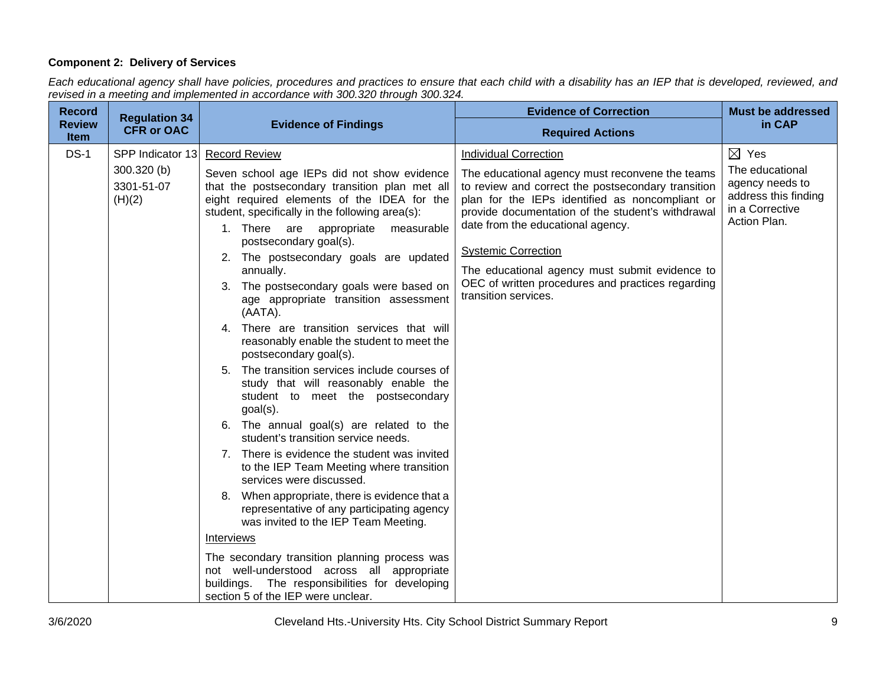**Component 2: Delivery of Services**

*Each educational agency shall have policies, procedures and practices to ensure that each child with a disability has an IEP that is developed, reviewed, and revised in a meeting and implemented in accordance with 300.320 through 300.324.*

| Record Review Item | Regulation 34 CFR or OAC | Evidence of Findings | Evidence of Correction<br>Required Actions | Must be addressed in CAP |
|---|---|---|---|---|
| DS-1 | SPP Indicator 13<br>300.320 (b)<br>3301-51-07 (H)(2) | Record Review<br><br>Seven school age IEPs did not show evidence that the postsecondary transition plan met all eight required elements of the IDEA for the student, specifically in the following area(s):<br>1. There are appropriate measurable postsecondary goal(s).<br>2. The postsecondary goals are updated annually.<br>3. The postsecondary goals were based on age appropriate transition assessment (AATA).<br>4. There are transition services that will reasonably enable the student to meet the postsecondary goal(s).<br>5. The transition services include courses of study that will reasonably enable the student to meet the postsecondary goal(s).<br>6. The annual goal(s) are related to the student's transition service needs.<br>7. There is evidence the student was invited to the IEP Team Meeting where transition services were discussed.<br>8. When appropriate, there is evidence that a representative of any participating agency was invited to the IEP Team Meeting.<br><br>Interviews<br><br>The secondary transition planning process was not well-understood across all appropriate buildings. The responsibilities for developing section 5 of the IEP were unclear. | Individual Correction<br><br>The educational agency must reconvene the teams to review and correct the postsecondary transition plan for the IEPs identified as noncompliant or provide documentation of the student's withdrawal date from the educational agency.<br><br>Systemic Correction<br><br>The educational agency must submit evidence to OEC of written procedures and practices regarding transition services. | ☒ Yes<br>The educational agency needs to address this finding in a Corrective Action Plan. |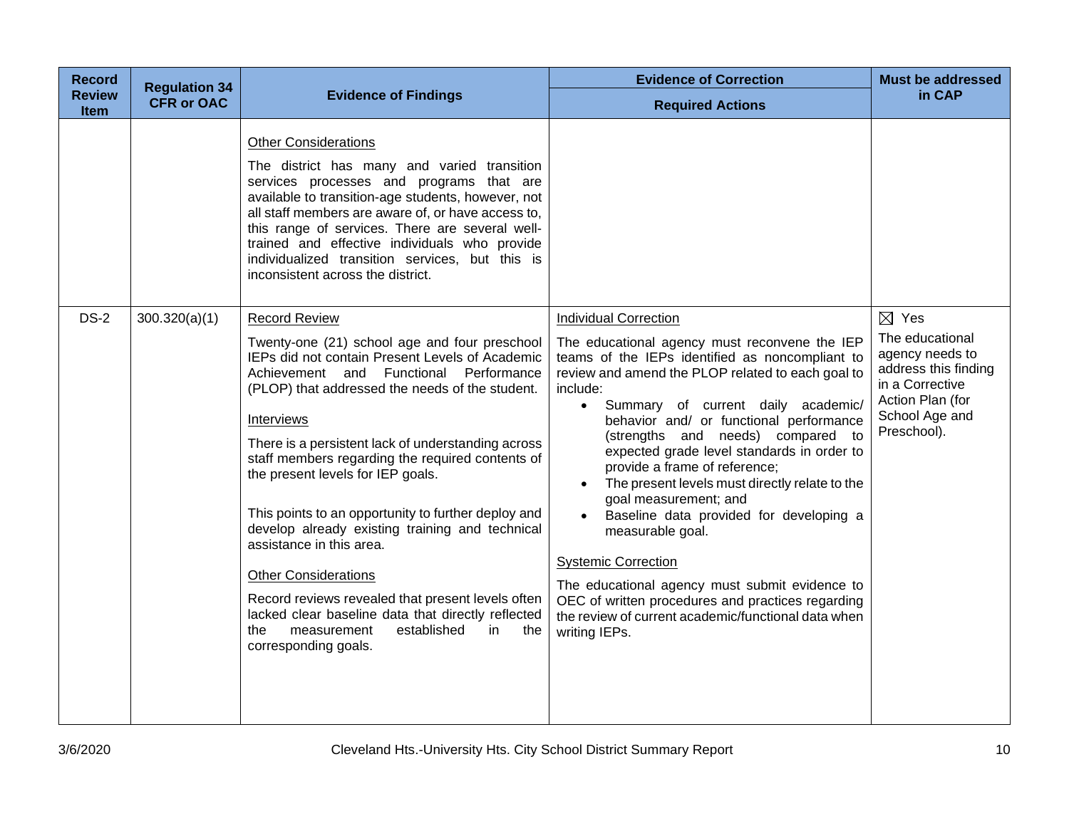| Record Review Item | Regulation 34 CFR or OAC | Evidence of Findings | Evidence of Correction<br>Required Actions | Must be addressed in CAP |
|---|---|---|---|---|
| | | <u>Other Considerations</u><br><br>The district has many and varied transition services processes and programs that are available to transition-age students, however, not all staff members are aware of, or have access to, this range of services. There are several well-trained and effective individuals who provide individualized transition services, but this is inconsistent across the district. | | |
| DS-2 | 300.320(a)(1) | <u>Record Review</u><br><br>Twenty-one (21) school age and four preschool IEPs did not contain Present Levels of Academic Achievement and Functional Performance (PLOP) that addressed the needs of the student.<br><br><u>Interviews</u><br><br>There is a persistent lack of understanding across staff members regarding the required contents of the present levels for IEP goals.<br><br>This points to an opportunity to further deploy and develop already existing training and technical assistance in this area.<br><br><u>Other Considerations</u><br><br>Record reviews revealed that present levels often lacked clear baseline data that directly reflected the measurement established in the corresponding goals. | <u>Individual Correction</u><br><br>The educational agency must reconvene the IEP teams of the IEPs identified as noncompliant to review and amend the PLOP related to each goal to include:<br>• Summary of current daily academic/ behavior and/ or functional performance (strengths and needs) compared to expected grade level standards in order to provide a frame of reference;<br>• The present levels must directly relate to the goal measurement; and<br>• Baseline data provided for developing a measurable goal.<br><br><u>Systemic Correction</u><br><br>The educational agency must submit evidence to OEC of written procedures and practices regarding the review of current academic/functional data when writing IEPs. | ☒ Yes<br>The educational agency needs to address this finding in a Corrective Action Plan (for School Age and Preschool). |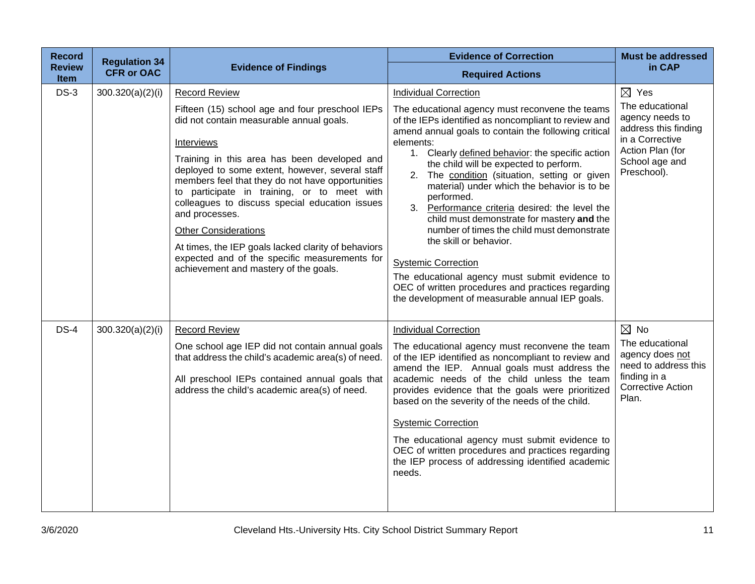| Record Review Item | Regulation 34 CFR or OAC | Evidence of Findings | Evidence of Correction<br>Required Actions | Must be addressed in CAP |
|---|---|---|---|---|
| DS-3 | 300.320(a)(2)(i) | <u>Record Review</u><br><br>Fifteen (15) school age and four preschool IEPs did not contain measurable annual goals.<br><br><u>Interviews</u><br><br>Training in this area has been developed and deployed to some extent, however, several staff members feel that they do not have opportunities to participate in training, or to meet with colleagues to discuss special education issues and processes.<br><br><u>Other Considerations</u><br><br>At times, the IEP goals lacked clarity of behaviors expected and of the specific measurements for achievement and mastery of the goals. | <u>Individual Correction</u><br><br>The educational agency must reconvene the teams of the IEPs identified as noncompliant to review and amend annual goals to contain the following critical elements:<br>1. Clearly <u>defined behavior</u>: the specific action the child will be expected to perform.<br>2. The <u>condition</u> (situation, setting or given material) under which the behavior is to be performed.<br>3. <u>Performance criteria</u> desired: the level the child must demonstrate for mastery **and** the number of times the child must demonstrate the skill or behavior.<br><br><u>Systemic Correction</u><br><br>The educational agency must submit evidence to OEC of written procedures and practices regarding the development of measurable annual IEP goals. | ☒ Yes<br><br>The educational agency needs to address this finding in a Corrective Action Plan (for School age and Preschool). |
| DS-4 | 300.320(a)(2)(i) | <u>Record Review</u><br><br>One school age IEP did not contain annual goals that address the child's academic area(s) of need.<br><br>All preschool IEPs contained annual goals that address the child's academic area(s) of need. | <u>Individual Correction</u><br><br>The educational agency must reconvene the team of the IEP identified as noncompliant to review and amend the IEP. Annual goals must address the academic needs of the child unless the team provides evidence that the goals were prioritized based on the severity of the needs of the child.<br><br><u>Systemic Correction</u><br><br>The educational agency must submit evidence to OEC of written procedures and practices regarding the IEP process of addressing identified academic needs. | ☒ No<br><br>The educational agency does <u>not</u> need to address this finding in a Corrective Action Plan. |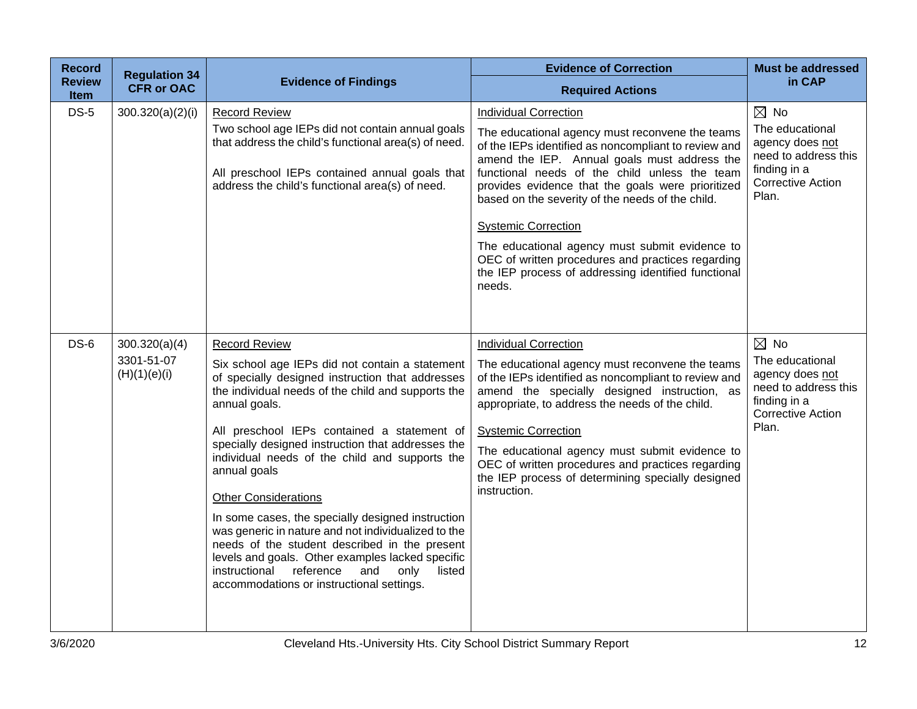| Record Review Item | Regulation 34 CFR or OAC | Evidence of Findings | Evidence of Correction<br>Required Actions | Must be addressed in CAP |
|---|---|---|---|---|
| DS-5 | 300.320(a)(2)(i) | Record Review<br>Two school age IEPs did not contain annual goals that address the child's functional area(s) of need.<br><br>All preschool IEPs contained annual goals that address the child's functional area(s) of need. | Individual Correction<br>The educational agency must reconvene the teams of the IEPs identified as noncompliant to review and amend the IEP. Annual goals must address the functional needs of the child unless the team provides evidence that the goals were prioritized based on the severity of the needs of the child.<br><br>Systemic Correction<br>The educational agency must submit evidence to OEC of written procedures and practices regarding the IEP process of addressing identified functional needs. | ☒ No<br>The educational agency does not need to address this finding in a Corrective Action Plan. |
| DS-6 | 300.320(a)(4)<br>3301-51-07 (H)(1)(e)(i) | Record Review<br>Six school age IEPs did not contain a statement of specially designed instruction that addresses the individual needs of the child and supports the annual goals.<br><br>All preschool IEPs contained a statement of specially designed instruction that addresses the individual needs of the child and supports the annual goals<br><br>Other Considerations<br>In some cases, the specially designed instruction was generic in nature and not individualized to the needs of the student described in the present levels and goals. Other examples lacked specific instructional reference and only listed accommodations or instructional settings. | Individual Correction<br>The educational agency must reconvene the teams of the IEPs identified as noncompliant to review and amend the specially designed instruction, as appropriate, to address the needs of the child.<br><br>Systemic Correction<br>The educational agency must submit evidence to OEC of written procedures and practices regarding the IEP process of determining specially designed instruction. | ☒ No<br>The educational agency does not need to address this finding in a Corrective Action Plan. |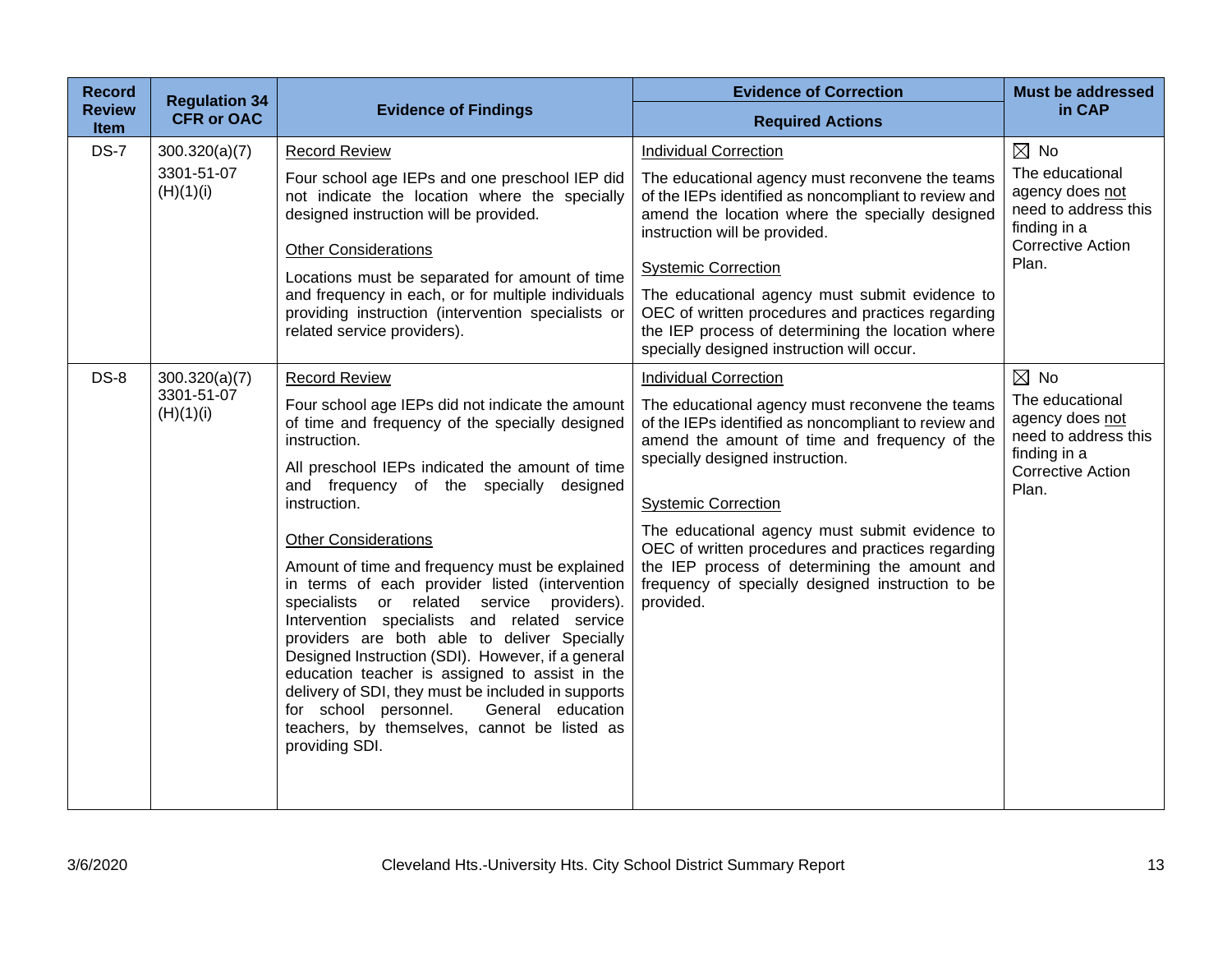| Record Review Item | Regulation 34 CFR or OAC | Evidence of Findings | Evidence of Correction<br>Required Actions | Must be addressed in CAP |
|---|---|---|---|---|
| DS-7 | 300.320(a)(7)<br>3301-51-07 (H)(1)(i) | Record Review<br>Four school age IEPs and one preschool IEP did not indicate the location where the specially designed instruction will be provided.<br>Other Considerations<br>Locations must be separated for amount of time and frequency in each, or for multiple individuals providing instruction (intervention specialists or related service providers). | Individual Correction<br>The educational agency must reconvene the teams of the IEPs identified as noncompliant to review and amend the location where the specially designed instruction will be provided.<br>Systemic Correction<br>The educational agency must submit evidence to OEC of written procedures and practices regarding the IEP process of determining the location where specially designed instruction will occur. | ☒ No<br>The educational agency does not need to address this finding in a Corrective Action Plan. |
| DS-8 | 300.320(a)(7)<br>3301-51-07 (H)(1)(i) | Record Review<br>Four school age IEPs did not indicate the amount of time and frequency of the specially designed instruction.<br>All preschool IEPs indicated the amount of time and frequency of the specially designed instruction.<br>Other Considerations<br>Amount of time and frequency must be explained in terms of each provider listed (intervention specialists or related service providers). Intervention specialists and related service providers are both able to deliver Specially Designed Instruction (SDI). However, if a general education teacher is assigned to assist in the delivery of SDI, they must be included in supports for school personnel. General education teachers, by themselves, cannot be listed as providing SDI. | Individual Correction<br>The educational agency must reconvene the teams of the IEPs identified as noncompliant to review and amend the amount of time and frequency of the specially designed instruction.<br>Systemic Correction<br>The educational agency must submit evidence to OEC of written procedures and practices regarding the IEP process of determining the amount and frequency of specially designed instruction to be provided. | ☒ No<br>The educational agency does not need to address this finding in a Corrective Action Plan. |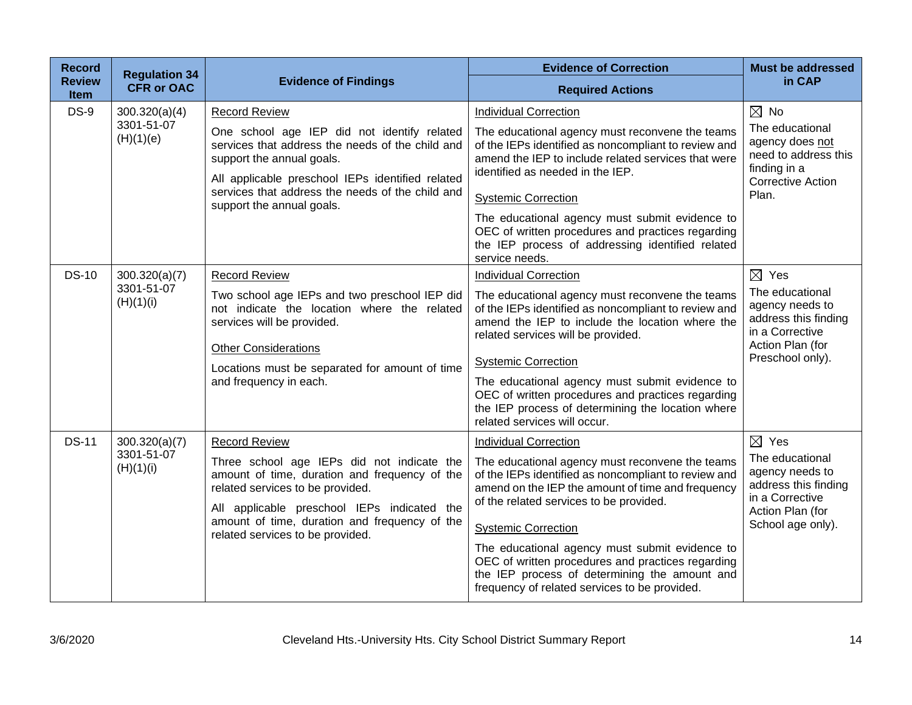| Record Review Item | Regulation 34 CFR or OAC | Evidence of Findings | Evidence of Correction<br>Required Actions | Must be addressed in CAP |
|---|---|---|---|---|
| DS-9 | 300.320(a)(4)<br>3301-51-07 (H)(1)(e) | Record Review<br><br>One school age IEP did not identify related services that address the needs of the child and support the annual goals.<br><br>All applicable preschool IEPs identified related services that address the needs of the child and support the annual goals. | Individual Correction<br><br>The educational agency must reconvene the teams of the IEPs identified as noncompliant to review and amend the IEP to include related services that were identified as needed in the IEP.<br><br>Systemic Correction<br><br>The educational agency must submit evidence to OEC of written procedures and practices regarding the IEP process of addressing identified related service needs. | ☒ No<br>The educational agency does not need to address this finding in a Corrective Action Plan. |
| DS-10 | 300.320(a)(7)<br>3301-51-07 (H)(1)(i) | Record Review<br><br>Two school age IEPs and two preschool IEP did not indicate the location where the related services will be provided.<br><br>Other Considerations<br><br>Locations must be separated for amount of time and frequency in each. | Individual Correction<br><br>The educational agency must reconvene the teams of the IEPs identified as noncompliant to review and amend the IEP to include the location where the related services will be provided.<br><br>Systemic Correction<br><br>The educational agency must submit evidence to OEC of written procedures and practices regarding the IEP process of determining the location where related services will occur. | ☒ Yes<br>The educational agency needs to address this finding in a Corrective Action Plan (for Preschool only). |
| DS-11 | 300.320(a)(7)<br>3301-51-07 (H)(1)(i) | Record Review<br><br>Three school age IEPs did not indicate the amount of time, duration and frequency of the related services to be provided.<br><br>All applicable preschool IEPs indicated the amount of time, duration and frequency of the related services to be provided. | Individual Correction<br><br>The educational agency must reconvene the teams of the IEPs identified as noncompliant to review and amend on the IEP the amount of time and frequency of the related services to be provided.<br><br>Systemic Correction<br><br>The educational agency must submit evidence to OEC of written procedures and practices regarding the IEP process of determining the amount and frequency of related services to be provided. | ☒ Yes<br>The educational agency needs to address this finding in a Corrective Action Plan (for School age only). |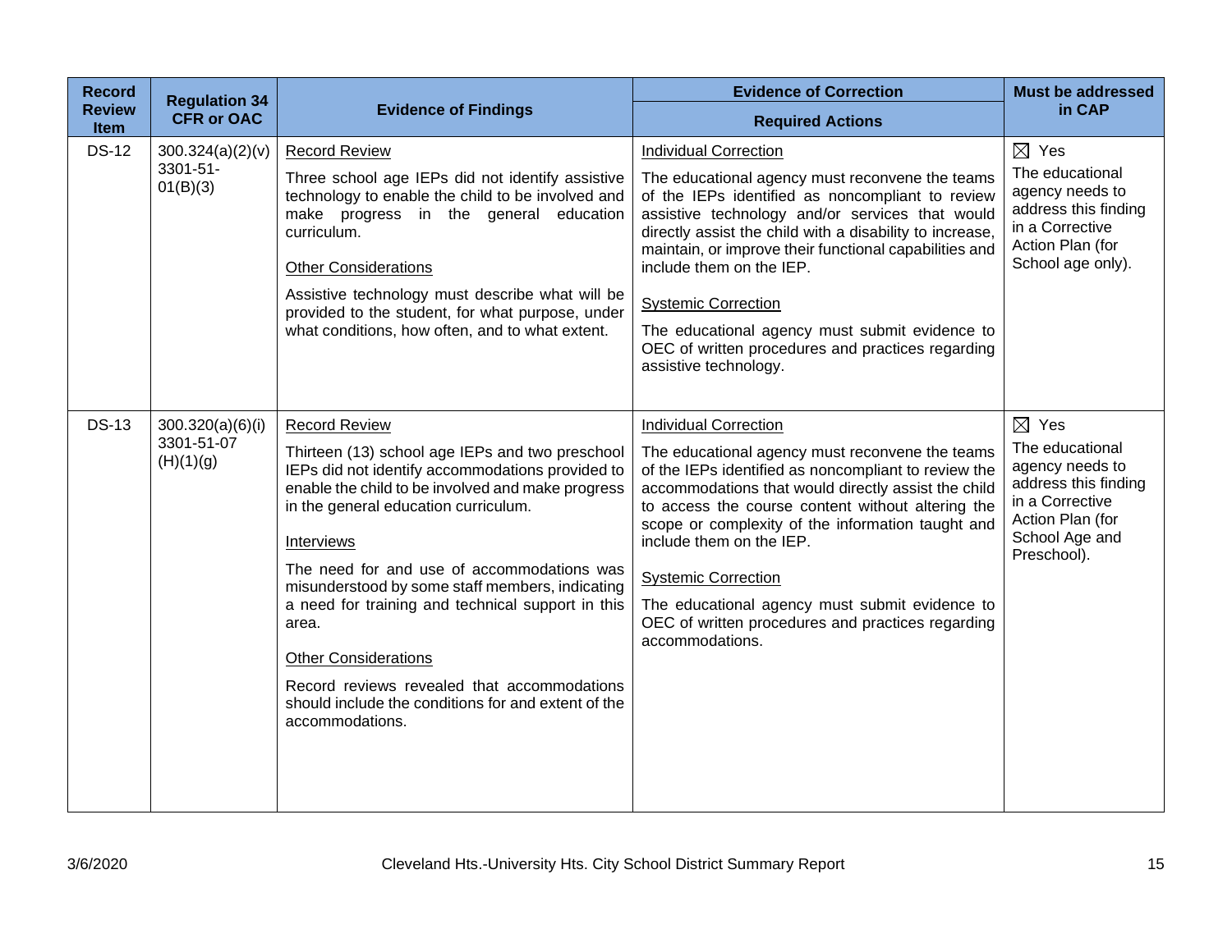| Record Review Item | Regulation 34 CFR or OAC | Evidence of Findings | Evidence of Correction<br>Required Actions | Must be addressed in CAP |
|---|---|---|---|---|
| DS-12 | 300.324(a)(2)(v)<br>3301-51-01(B)(3) | Record Review<br><br>Three school age IEPs did not identify assistive technology to enable the child to be involved and make progress in the general education curriculum.<br><br>Other Considerations<br><br>Assistive technology must describe what will be provided to the student, for what purpose, under what conditions, how often, and to what extent. | Individual Correction<br><br>The educational agency must reconvene the teams of the IEPs identified as noncompliant to review assistive technology and/or services that would directly assist the child with a disability to increase, maintain, or improve their functional capabilities and include them on the IEP.<br><br>Systemic Correction<br><br>The educational agency must submit evidence to OEC of written procedures and practices regarding assistive technology. | ☒ Yes<br>The educational agency needs to address this finding in a Corrective Action Plan (for School age only). |
| DS-13 | 300.320(a)(6)(i)<br>3301-51-07(H)(1)(g) | Record Review<br><br>Thirteen (13) school age IEPs and two preschool IEPs did not identify accommodations provided to enable the child to be involved and make progress in the general education curriculum.<br><br>Interviews<br><br>The need for and use of accommodations was misunderstood by some staff members, indicating a need for training and technical support in this area.<br><br>Other Considerations<br><br>Record reviews revealed that accommodations should include the conditions for and extent of the accommodations. | Individual Correction<br><br>The educational agency must reconvene the teams of the IEPs identified as noncompliant to review the accommodations that would directly assist the child to access the course content without altering the scope or complexity of the information taught and include them on the IEP.<br><br>Systemic Correction<br><br>The educational agency must submit evidence to OEC of written procedures and practices regarding accommodations. | ☒ Yes<br>The educational agency needs to address this finding in a Corrective Action Plan (for School Age and Preschool). |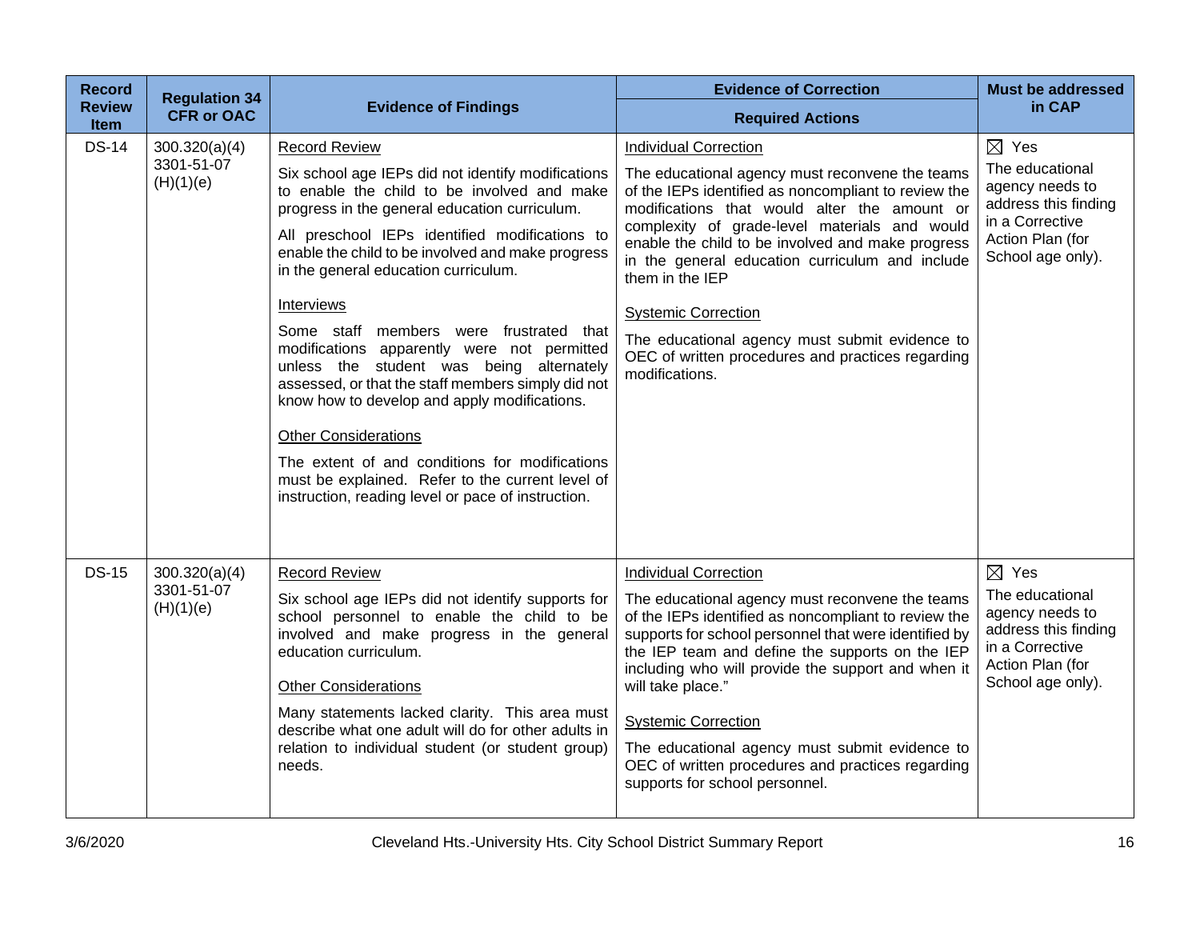| Record Review Item | Regulation 34 CFR or OAC | Evidence of Findings | Evidence of Correction<br>Required Actions | Must be addressed in CAP |
|---|---|---|---|---|
| DS-14 | 300.320(a)(4)<br>3301-51-07 (H)(1)(e) | Record Review<br><br>Six school age IEPs did not identify modifications to enable the child to be involved and make progress in the general education curriculum.<br><br>All preschool IEPs identified modifications to enable the child to be involved and make progress in the general education curriculum.<br><br>Interviews<br><br>Some staff members were frustrated that modifications apparently were not permitted unless the student was being alternately assessed, or that the staff members simply did not know how to develop and apply modifications.<br><br>Other Considerations<br><br>The extent of and conditions for modifications must be explained. Refer to the current level of instruction, reading level or pace of instruction. | Individual Correction<br><br>The educational agency must reconvene the teams of the IEPs identified as noncompliant to review the modifications that would alter the amount or complexity of grade-level materials and would enable the child to be involved and make progress in the general education curriculum and include them in the IEP<br><br>Systemic Correction<br><br>The educational agency must submit evidence to OEC of written procedures and practices regarding modifications. | ☒ Yes<br>The educational agency needs to address this finding in a Corrective Action Plan (for School age only). |
| DS-15 | 300.320(a)(4)<br>3301-51-07 (H)(1)(e) | Record Review<br><br>Six school age IEPs did not identify supports for school personnel to enable the child to be involved and make progress in the general education curriculum.<br><br>Other Considerations<br><br>Many statements lacked clarity. This area must describe what one adult will do for other adults in relation to individual student (or student group) needs. | Individual Correction<br><br>The educational agency must reconvene the teams of the IEPs identified as noncompliant to review the supports for school personnel that were identified by the IEP team and define the supports on the IEP including who will provide the support and when it will take place."<br><br>Systemic Correction<br><br>The educational agency must submit evidence to OEC of written procedures and practices regarding supports for school personnel. | ☒ Yes<br>The educational agency needs to address this finding in a Corrective Action Plan (for School age only). |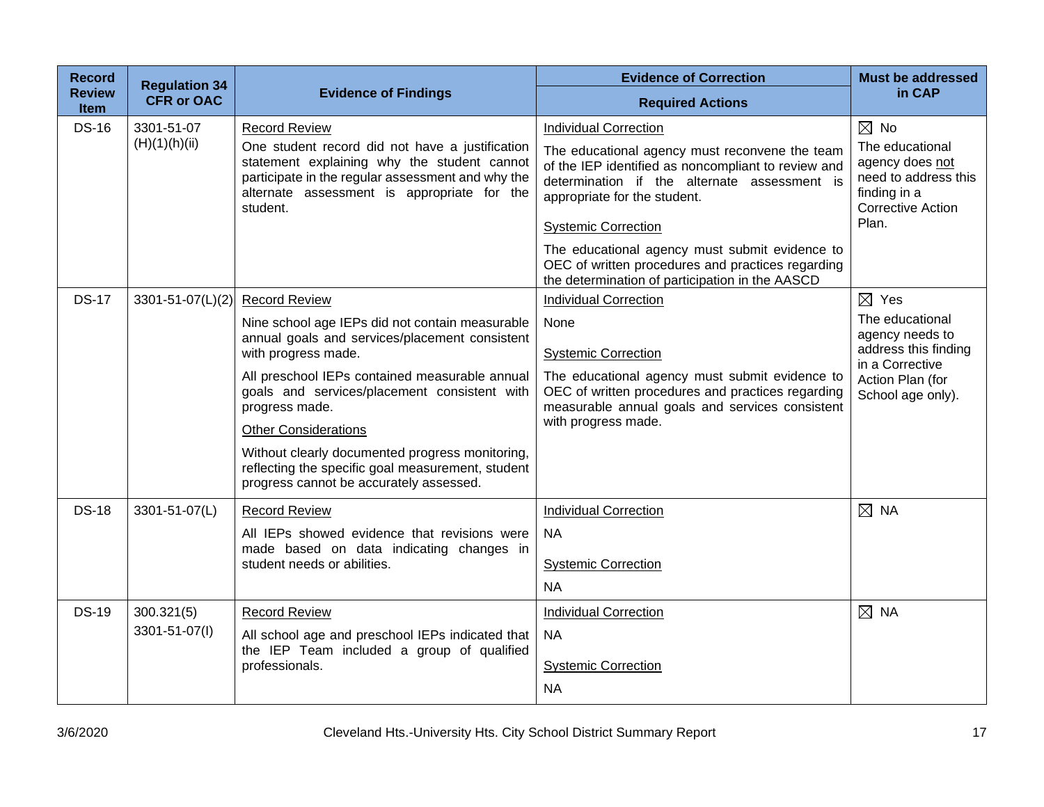| Record Review Item | Regulation 34 CFR or OAC | Evidence of Findings | Evidence of Correction<br>Required Actions | Must be addressed in CAP |
|---|---|---|---|---|
| DS-16 | 3301-51-07 (H)(1)(h)(ii) | Record Review<br>One student record did not have a justification statement explaining why the student cannot participate in the regular assessment and why the alternate assessment is appropriate for the student. | Individual Correction<br>The educational agency must reconvene the team of the IEP identified as noncompliant to review and determination if the alternate assessment is appropriate for the student.<br>Systemic Correction<br>The educational agency must submit evidence to OEC of written procedures and practices regarding the determination of participation in the AASCD | ☒ No<br>The educational agency does not need to address this finding in a Corrective Action Plan. |
| DS-17 | 3301-51-07(L)(2) | Record Review<br>Nine school age IEPs did not contain measurable annual goals and services/placement consistent with progress made.<br>All preschool IEPs contained measurable annual goals and services/placement consistent with progress made.<br>Other Considerations<br>Without clearly documented progress monitoring, reflecting the specific goal measurement, student progress cannot be accurately assessed. | Individual Correction<br>None<br>Systemic Correction<br>The educational agency must submit evidence to OEC of written procedures and practices regarding measurable annual goals and services consistent with progress made. | ☒ Yes<br>The educational agency needs to address this finding in a Corrective Action Plan (for School age only). |
| DS-18 | 3301-51-07(L) | Record Review<br>All IEPs showed evidence that revisions were made based on data indicating changes in student needs or abilities. | Individual Correction<br>NA<br>Systemic Correction<br>NA | ☒ NA |
| DS-19 | 300.321(5)<br>3301-51-07(I) | Record Review<br>All school age and preschool IEPs indicated that the IEP Team included a group of qualified professionals. | Individual Correction<br>NA<br>Systemic Correction<br>NA | ☒ NA |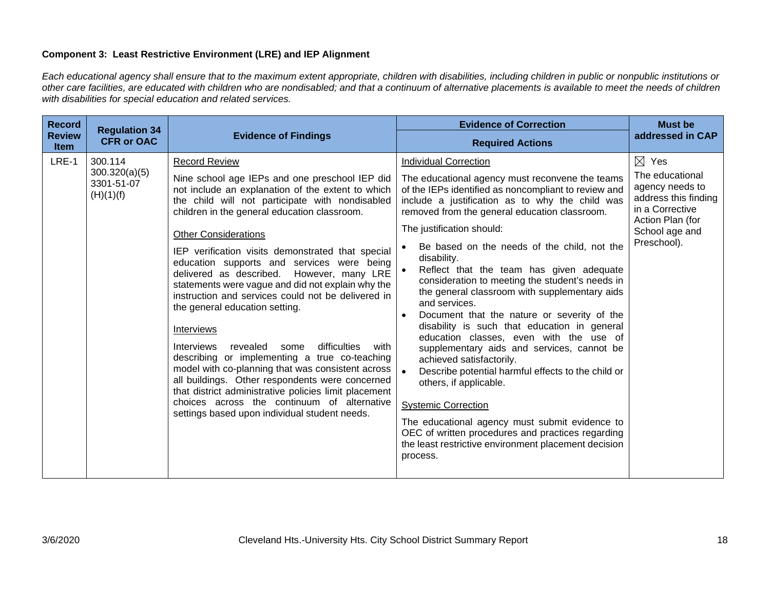**Component 3: Least Restrictive Environment (LRE) and IEP Alignment**

*Each educational agency shall ensure that to the maximum extent appropriate, children with disabilities, including children in public or nonpublic institutions or other care facilities, are educated with children who are nondisabled; and that a continuum of alternative placements is available to meet the needs of children with disabilities for special education and related services.*

| Record Review Item | Regulation 34 CFR or OAC | Evidence of Findings | Evidence of Correction<br>Required Actions | Must be addressed in CAP |
|---|---|---|---|---|
| LRE-1 | 300.114<br>300.320(a)(5)<br>3301-51-07 (H)(1)(f) | Record Review<br><br>Nine school age IEPs and one preschool IEP did not include an explanation of the extent to which the child will not participate with nondisabled children in the general education classroom.<br><br>Other Considerations<br><br>IEP verification visits demonstrated that special education supports and services were being delivered as described. However, many LRE statements were vague and did not explain why the instruction and services could not be delivered in the general education setting.<br><br>Interviews<br><br>Interviews revealed some difficulties with describing or implementing a true co-teaching model with co-planning that was consistent across all buildings. Other respondents were concerned that district administrative policies limit placement choices across the continuum of alternative settings based upon individual student needs. | Individual Correction<br><br>The educational agency must reconvene the teams of the IEPs identified as noncompliant to review and include a justification as to why the child was removed from the general education classroom.<br><br>The justification should:<br>• Be based on the needs of the child, not the disability.<br>• Reflect that the team has given adequate consideration to meeting the student's needs in the general classroom with supplementary aids and services.<br>• Document that the nature or severity of the disability is such that education in general education classes, even with the use of supplementary aids and services, cannot be achieved satisfactorily.<br>• Describe potential harmful effects to the child or others, if applicable.<br><br>Systemic Correction<br><br>The educational agency must submit evidence to OEC of written procedures and practices regarding the least restrictive environment placement decision process. | ☒ Yes<br>The educational agency needs to address this finding in a Corrective Action Plan (for School age and Preschool). |